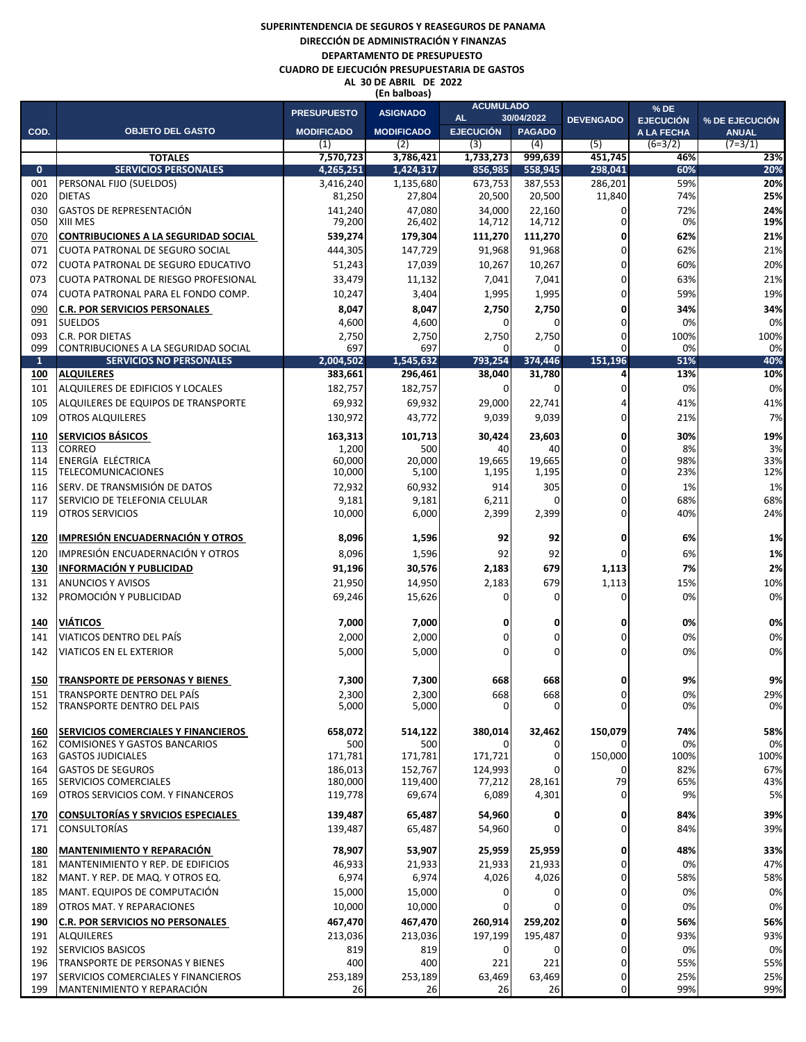**SUPERINTENDENCIA DE SEGUROS Y REASEGUROS DE PANAMA**
**DIRECCIÓN DE ADMINISTRACIÓN Y FINANZAS**
**DEPARTAMENTO DE PRESUPUESTO**
**CUADRO DE EJECUCIÓN PRESUPUESTARIA DE GASTOS**
**AL 30 DE ABRIL DE 2022**
**(En balboas)**

| COD. | OBJETO DEL GASTO | PRESUPUESTO MODIFICADO | ASIGNADO MODIFICADO | ACUMULADO AL 30/04/2022 EJECUCIÓN | PAGADO | DEVENGADO | % DE EJECUCIÓN A LA FECHA | % DE EJECUCIÓN ANUAL |
|---|---|---|---|---|---|---|---|---|
| | | (1) | (2) | (3) | (4) | (5) | (6=3/2) | (7=3/1) |
| | **TOTALES** | **7,570,723** | **3,786,421** | **1,733,273** | **999,639** | **451,745** | **46%** | **23%** |
| **0** | **SERVICIOS PERSONALES** | **4,265,251** | **1,424,317** | **856,985** | **558,945** | **298,041** | **60%** | **20%** |
| 001 | PERSONAL FIJO (SUELDOS) | 3,416,240 | 1,135,680 | 673,753 | 387,553 | 286,201 | 59% | **20%** |
| 020 | DIETAS | 81,250 | 27,804 | 20,500 | 20,500 | 11,840 | 74% | **25%** |
| 030 | GASTOS DE REPRESENTACIÓN | 141,240 | 47,080 | 34,000 | 22,160 | 0 | 72% | **24%** |
| 050 | XIII MES | 79,200 | 26,402 | 14,712 | 14,712 | 0 | 0% | **19%** |
| **070** | **CONTRIBUCIONES A LA SEGURIDAD SOCIAL** | **539,274** | **179,304** | **111,270** | **111,270** | **0** | **62%** | **21%** |
| 071 | CUOTA PATRONAL DE SEGURO SOCIAL | 444,305 | 147,729 | 91,968 | 91,968 | 0 | 62% | 21% |
| 072 | CUOTA PATRONAL DE SEGURO EDUCATIVO | 51,243 | 17,039 | 10,267 | 10,267 | 0 | 60% | 20% |
| 073 | CUOTA PATRONAL DE RIESGO PROFESIONAL | 33,479 | 11,132 | 7,041 | 7,041 | 0 | 63% | 21% |
| 074 | CUOTA PATRONAL PARA EL FONDO COMP. | 10,247 | 3,404 | 1,995 | 1,995 | 0 | 59% | 19% |
| **090** | **C.R. POR SERVICIOS PERSONALES** | **8,047** | **8,047** | **2,750** | **2,750** | **0** | **34%** | **34%** |
| 091 | SUELDOS | 4,600 | 4,600 | 0 | 0 | 0 | 0% | 0% |
| 093 | C.R. POR DIETAS | 2,750 | 2,750 | 2,750 | 2,750 | 0 | 100% | 100% |
| 099 | CONTRIBUCIONES A LA SEGURIDAD SOCIAL | 697 | 697 | 0 | 0 | 0 | 0% | 0% |
| **1** | **SERVICIOS NO PERSONALES** | **2,004,502** | **1,545,632** | **793,254** | **374,446** | **151,196** | **51%** | **40%** |
| **100** | **ALQUILERES** | **383,661** | **296,461** | **38,040** | **31,780** | **4** | **13%** | **10%** |
| 101 | ALQUILERES DE EDIFICIOS Y LOCALES | 182,757 | 182,757 | 0 | 0 | 0 | 0% | 0% |
| 105 | ALQUILERES DE EQUIPOS DE TRANSPORTE | 69,932 | 69,932 | 29,000 | 22,741 | 4 | 41% | 41% |
| 109 | OTROS ALQUILERES | 130,972 | 43,772 | 9,039 | 9,039 | 0 | 21% | 7% |
| **110** | **SERVICIOS BÁSICOS** | **163,313** | **101,713** | **30,424** | **23,603** | **0** | **30%** | **19%** |
| 113 | CORREO | 1,200 | 500 | 40 | 40 | 0 | 8% | 3% |
| 114 | ENERGÍA ELÉCTRICA | 60,000 | 20,000 | 19,665 | 19,665 | 0 | 98% | 33% |
| 115 | TELECOMUNICACIONES | 10,000 | 5,100 | 1,195 | 1,195 | 0 | 23% | 12% |
| 116 | SERV. DE TRANSMISIÓN DE DATOS | 72,932 | 60,932 | 914 | 305 | 0 | 1% | 1% |
| 117 | SERVICIO DE TELEFONIA CELULAR | 9,181 | 9,181 | 6,211 | 0 | 0 | 68% | 68% |
| 119 | OTROS SERVICIOS | 10,000 | 6,000 | 2,399 | 2,399 | 0 | 40% | 24% |
| **120** | **IMPRESIÓN ENCUADERNACIÓN Y OTROS** | **8,096** | **1,596** | **92** | **92** | **0** | **6%** | **1%** |
| 120 | IMPRESIÓN ENCUADERNACIÓN Y OTROS | 8,096 | 1,596 | 92 | 92 | 0 | 6% | **1%** |
| **130** | **INFORMACIÓN Y PUBLICIDAD** | **91,196** | **30,576** | **2,183** | **679** | **1,113** | **7%** | **2%** |
| 131 | ANUNCIOS Y AVISOS | 21,950 | 14,950 | 2,183 | 679 | 1,113 | 15% | 10% |
| 132 | PROMOCIÓN Y PUBLICIDAD | 69,246 | 15,626 | 0 | 0 | 0 | 0% | 0% |
| **140** | **VIÁTICOS** | **7,000** | **7,000** | **0** | **0** | **0** | **0%** | **0%** |
| 141 | VIATICOS DENTRO DEL PAÍS | 2,000 | 2,000 | 0 | 0 | 0 | 0% | 0% |
| 142 | VIATICOS EN EL EXTERIOR | 5,000 | 5,000 | 0 | 0 | 0 | 0% | 0% |
| **150** | **TRANSPORTE DE PERSONAS Y BIENES** | **7,300** | **7,300** | **668** | **668** | **0** | **9%** | **9%** |
| 151 | TRANSPORTE DENTRO DEL PAÍS | 2,300 | 2,300 | 668 | 668 | 0 | 0% | 29% |
| 152 | TRANSPORTE DENTRO DEL PAIS | 5,000 | 5,000 | 0 | 0 | 0 | 0% | 0% |
| **160** | **SERVICIOS COMERCIALES Y FINANCIEROS** | **658,072** | **514,122** | **380,014** | **32,462** | **150,079** | **74%** | **58%** |
| 162 | COMISIONES Y GASTOS BANCARIOS | 500 | 500 | 0 | 0 | 0 | 0% | 0% |
| 163 | GASTOS JUDICIALES | 171,781 | 171,781 | 171,721 | 0 | 150,000 | 100% | 100% |
| 164 | GASTOS DE SEGUROS | 186,013 | 152,767 | 124,993 | 0 | 0 | 82% | 67% |
| 165 | SERVICIOS COMERCIALES | 180,000 | 119,400 | 77,212 | 28,161 | 79 | 65% | 43% |
| 169 | OTROS SERVICIOS COM. Y FINANCEROS | 119,778 | 69,674 | 6,089 | 4,301 | 0 | 9% | 5% |
| **170** | **CONSULTORÍAS Y SRVICIOS ESPECIALES** | **139,487** | **65,487** | **54,960** | **0** | **0** | **84%** | **39%** |
| 171 | CONSULTORÍAS | 139,487 | 65,487 | 54,960 | 0 | 0 | 84% | 39% |
| **180** | **MANTENIMIENTO Y REPARACIÓN** | **78,907** | **53,907** | **25,959** | **25,959** | **0** | **48%** | **33%** |
| 181 | MANTENIMIENTO Y REP. DE EDIFICIOS | 46,933 | 21,933 | 21,933 | 21,933 | 0 | 0% | 47% |
| 182 | MANT. Y REP. DE MAQ. Y OTROS EQ. | 6,974 | 6,974 | 4,026 | 4,026 | 0 | 58% | 58% |
| 185 | MANT. EQUIPOS DE COMPUTACIÓN | 15,000 | 15,000 | 0 | 0 | 0 | 0% | 0% |
| 189 | OTROS MAT. Y REPARACIONES | 10,000 | 10,000 | 0 | 0 | 0 | 0% | 0% |
| **190** | **C.R. POR SERVICIOS NO PERSONALES** | **467,470** | **467,470** | **260,914** | **259,202** | **0** | **56%** | **56%** |
| 191 | ALQUILERES | 213,036 | 213,036 | 197,199 | 195,487 | 0 | 93% | 93% |
| 192 | SERVICIOS BASICOS | 819 | 819 | 0 | 0 | 0 | 0% | 0% |
| 196 | TRANSPORTE DE PERSONAS Y BIENES | 400 | 400 | 221 | 221 | 0 | 55% | 55% |
| 197 | SERVICIOS COMERCIALES Y FINANCIEROS | 253,189 | 253,189 | 63,469 | 63,469 | 0 | 25% | 25% |
| 199 | MANTENIMIENTO Y REPARACIÓN | 26 | 26 | 26 | 26 | 0 | 99% | 99% |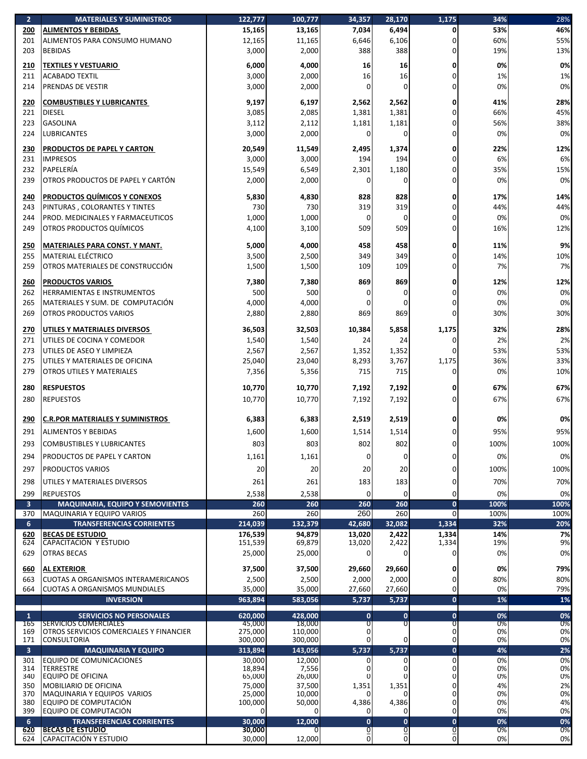| | | | | | | | | |
|---|---|---|---|---|---|---|---|---|
| **2** | **MATERIALES Y SUMINISTROS** | **122,777** | **100,777** | **34,357** | **28,170** | **1,175** | **34%** | **28%** |
| **200** | **ALIMENTOS Y BEBIDAS** | **15,165** | **13,165** | **7,034** | **6,494** | **0** | **53%** | **46%** |
| 201 | ALIMENTOS PARA CONSUMO HUMANO | 12,165 | 11,165 | 6,646 | 6,106 | 0 | 60% | 55% |
| 203 | BEBIDAS | 3,000 | 2,000 | 388 | 388 | 0 | 19% | 13% |
| **210** | **TEXTILES Y VESTUARIO** | **6,000** | **4,000** | **16** | **16** | **0** | **0%** | **0%** |
| 211 | ACABADO TEXTIL | 3,000 | 2,000 | 16 | 16 | 0 | 1% | 1% |
| 214 | PRENDAS DE VESTIR | 3,000 | 2,000 | 0 | 0 | 0 | 0% | 0% |
| **220** | **COMBUSTIBLES Y LUBRICANTES** | **9,197** | **6,197** | **2,562** | **2,562** | **0** | **41%** | **28%** |
| 221 | DIESEL | 3,085 | 2,085 | 1,381 | 1,381 | 0 | 66% | 45% |
| 223 | GASOLINA | 3,112 | 2,112 | 1,181 | 1,181 | 0 | 56% | 38% |
| 224 | LUBRICANTES | 3,000 | 2,000 | 0 | 0 | 0 | 0% | 0% |
| **230** | **PRODUCTOS DE PAPEL Y CARTON** | **20,549** | **11,549** | **2,495** | **1,374** | **0** | **22%** | **12%** |
| 231 | IMPRESOS | 3,000 | 3,000 | 194 | 194 | 0 | 6% | 6% |
| 232 | PAPELERÍA | 15,549 | 6,549 | 2,301 | 1,180 | 0 | 35% | 15% |
| 239 | OTROS PRODUCTOS DE PAPEL Y CARTÓN | 2,000 | 2,000 | 0 | 0 | 0 | 0% | 0% |
| **240** | **PRODUCTOS QUÍMICOS Y CONEXOS** | **5,830** | **4,830** | **828** | **828** | **0** | **17%** | **14%** |
| 243 | PINTURAS , COLORANTES Y TINTES | 730 | 730 | 319 | 319 | 0 | 44% | 44% |
| 244 | PROD. MEDICINALES Y FARMACEUTICOS | 1,000 | 1,000 | 0 | 0 | 0 | 0% | 0% |
| 249 | OTROS PRODUCTOS QUÍMICOS | 4,100 | 3,100 | 509 | 509 | 0 | 16% | 12% |
| **250** | **MATERIALES PARA CONST. Y MANT.** | **5,000** | **4,000** | **458** | **458** | **0** | **11%** | **9%** |
| 255 | MATERIAL ELÉCTRICO | 3,500 | 2,500 | 349 | 349 | 0 | 14% | 10% |
| 259 | OTROS MATERIALES DE CONSTRUCCIÓN | 1,500 | 1,500 | 109 | 109 | 0 | 7% | 7% |
| **260** | **PRODUCTOS VARIOS** | **7,380** | **7,380** | **869** | **869** | **0** | **12%** | **12%** |
| 262 | HERRAMIENTAS E INSTRUMENTOS | 500 | 500 | 0 | 0 | 0 | 0% | 0% |
| 265 | MATERIALES Y SUM. DE COMPUTACIÓN | 4,000 | 4,000 | 0 | 0 | 0 | 0% | 0% |
| 269 | OTROS PRODUCTOS VARIOS | 2,880 | 2,880 | 869 | 869 | 0 | 30% | 30% |
| **270** | **UTILES Y MATERIALES DIVERSOS** | **36,503** | **32,503** | **10,384** | **5,858** | **1,175** | **32%** | **28%** |
| 271 | UTILES DE COCINA Y COMEDOR | 1,540 | 1,540 | 24 | 24 | 0 | 2% | 2% |
| 273 | UTILES DE ASEO Y LIMPIEZA | 2,567 | 2,567 | 1,352 | 1,352 | 0 | 53% | 53% |
| 275 | UTILES Y MATERIALES DE OFICINA | 25,040 | 23,040 | 8,293 | 3,767 | 1,175 | 36% | 33% |
| 279 | OTROS UTILES Y MATERIALES | 7,356 | 5,356 | 715 | 715 | 0 | 0% | 10% |
| **280** | **RESPUESTOS** | **10,770** | **10,770** | **7,192** | **7,192** | **0** | **67%** | **67%** |
| 280 | REPUESTOS | 10,770 | 10,770 | 7,192 | 7,192 | 0 | 67% | 67% |
| **290** | **C.R.POR MATERIALES Y SUMINISTROS** | **6,383** | **6,383** | **2,519** | **2,519** | **0** | **0%** | **0%** |
| 291 | ALIMENTOS Y BEBIDAS | 1,600 | 1,600 | 1,514 | 1,514 | 0 | 95% | 95% |
| 293 | COMBUSTIBLES Y LUBRICANTES | 803 | 803 | 802 | 802 | 0 | 100% | 100% |
| 294 | PRODUCTOS DE PAPEL Y CARTON | 1,161 | 1,161 | 0 | 0 | 0 | 0% | 0% |
| 297 | PRODUCTOS VARIOS | 20 | 20 | 20 | 20 | 0 | 100% | 100% |
| 298 | UTILES Y MATERIALES DIVERSOS | 261 | 261 | 183 | 183 | 0 | 70% | 70% |
| 299 | REPUESTOS | 2,538 | 2,538 | 0 | 0 | 0 | 0% | 0% |
| **3** | **MAQUINARIA, EQUIPO Y SEMOVIENTES** | **260** | **260** | **260** | **260** | **0** | **100%** | **100%** |
| 370 | MAQUINARIA Y EQUIPO VARIOS | 260 | 260 | 260 | 260 | 0 | 100% | 100% |
| **6** | **TRANSFERENCIAS CORRIENTES** | **214,039** | **132,379** | **42,680** | **32,082** | **1,334** | **32%** | **20%** |
| **620** | **BECAS DE ESTUDIO** | **176,539** | **94,879** | **13,020** | **2,422** | **1,334** | **14%** | **7%** |
| 624 | CAPACITACION Y ESTUDIO | 151,539 | 69,879 | 13,020 | 2,422 | 1,334 | 19% | 9% |
| 629 | OTRAS BECAS | 25,000 | 25,000 | 0 | 0 | 0 | 0% | 0% |
| **660** | **AL EXTERIOR** | **37,500** | **37,500** | **29,660** | **29,660** | **0** | **0%** | **79%** |
| 663 | CUOTAS A ORGANISMOS INTERAMERICANOS | 2,500 | 2,500 | 2,000 | 2,000 | 0 | 80% | 80% |
| 664 | CUOTAS A ORGANISMOS MUNDIALES | 35,000 | 35,000 | 27,660 | 27,660 | 0 | 0% | 79% |
| | **INVERSION** | **963,894** | **583,056** | **5,737** | **5,737** | **0** | **1%** | **1%** |
| **1** | **SERVICIOS NO PERSONALES** | **620,000** | **428,000** | **0** | **0** | **0** | **0%** | **0%** |
| 165 | SERVICIOS COMERCIALES | 45,000 | 18,000 | 0 | 0 | 0 | 0% | 0% |
| 169 | OTROS SERVICIOS COMERCIALES Y FINANCIER | 275,000 | 110,000 | 0 | | 0 | 0% | 0% |
| 171 | CONSULTORIA | 300,000 | 300,000 | 0 | 0 | 0 | 0% | 0% |
| **3** | **MAQUINARIA Y EQUIPO** | **313,894** | **143,056** | **5,737** | **5,737** | **0** | **4%** | **2%** |
| 301 | EQUIPO DE COMUNICACIONES | 30,000 | 12,000 | 0 | 0 | 0 | 0% | 0% |
| 314 | TERRESTRE | 18,894 | 7,556 | 0 | 0 | 0 | 0% | 0% |
| 340 | EQUIPO DE OFICINA | 65,000 | 26,000 | 0 | 0 | 0 | 0% | 0% |
| 350 | MOBILIARIO DE OFICINA | 75,000 | 37,500 | 1,351 | 1,351 | 0 | 4% | 2% |
| 370 | MAQUINARIA Y EQUIPOS VARIOS | 25,000 | 10,000 | 0 | 0 | 0 | 0% | 0% |
| 380 | EQUIPO DE COMPUTACIÓN | 100,000 | 50,000 | 4,386 | 4,386 | 0 | 0% | 4% |
| 399 | EQUIPO DE COMPUTACIÓN | 0 | 0 | 0 | 0 | 0 | 0% | 0% |
| **6** | **TRANSFERENCIAS CORRIENTES** | **30,000** | **12,000** | **0** | **0** | **0** | **0%** | **0%** |
| **620** | **BECAS DE ESTUDIO** | **30,000** | 0 | 0 | 0 | 0 | 0% | 0% |
| 624 | CAPACITACIÓN Y ESTUDIO | 30,000 | 12,000 | 0 | 0 | 0 | 0% | 0% |